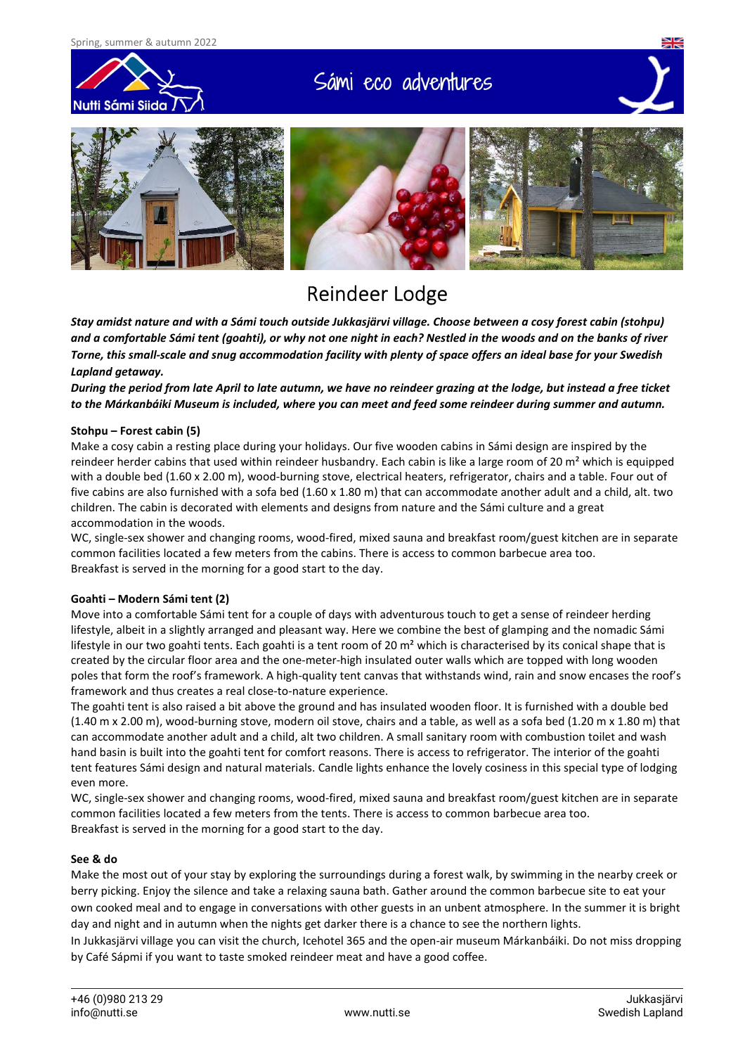Spring, summer & autumn 2022

Sámi eco adventures

# Reindeer Lodge

***Stay amidst nature and with a Sámi touch outside Jukkasjärvi village. Choose between a cosy forest cabin (stohpu) and a comfortable Sámi tent (goahti), or why not one night in each? Nestled in the woods and on the banks of river Torne, this small-scale and snug accommodation facility with plenty of space offers an ideal base for your Swedish Lapland getaway.***

***During the period from late April to late autumn, we have no reindeer grazing at the lodge, but instead a free ticket to the Márkanbáiki Museum is included, where you can meet and feed some reindeer during summer and autumn.***

**Stohpu – Forest cabin (5)**

Make a cosy cabin a resting place during your holidays. Our five wooden cabins in Sámi design are inspired by the reindeer herder cabins that used within reindeer husbandry. Each cabin is like a large room of 20 m² which is equipped with a double bed (1.60 x 2.00 m), wood-burning stove, electrical heaters, refrigerator, chairs and a table. Four out of five cabins are also furnished with a sofa bed (1.60 x 1.80 m) that can accommodate another adult and a child, alt. two children. The cabin is decorated with elements and designs from nature and the Sámi culture and a great accommodation in the woods.

WC, single-sex shower and changing rooms, wood-fired, mixed sauna and breakfast room/guest kitchen are in separate common facilities located a few meters from the cabins. There is access to common barbecue area too.

Breakfast is served in the morning for a good start to the day.

**Goahti – Modern Sámi tent (2)**

Move into a comfortable Sámi tent for a couple of days with adventurous touch to get a sense of reindeer herding lifestyle, albeit in a slightly arranged and pleasant way. Here we combine the best of glamping and the nomadic Sámi lifestyle in our two goahti tents. Each goahti is a tent room of 20 m² which is characterised by its conical shape that is created by the circular floor area and the one-meter-high insulated outer walls which are topped with long wooden poles that form the roof's framework. A high-quality tent canvas that withstands wind, rain and snow encases the roof's framework and thus creates a real close-to-nature experience.

The goahti tent is also raised a bit above the ground and has insulated wooden floor. It is furnished with a double bed (1.40 m x 2.00 m), wood-burning stove, modern oil stove, chairs and a table, as well as a sofa bed (1.20 m x 1.80 m) that can accommodate another adult and a child, alt two children. A small sanitary room with combustion toilet and wash hand basin is built into the goahti tent for comfort reasons. There is access to refrigerator. The interior of the goahti tent features Sámi design and natural materials. Candle lights enhance the lovely cosiness in this special type of lodging even more.

WC, single-sex shower and changing rooms, wood-fired, mixed sauna and breakfast room/guest kitchen are in separate common facilities located a few meters from the tents. There is access to common barbecue area too.

Breakfast is served in the morning for a good start to the day.

**See & do**

Make the most out of your stay by exploring the surroundings during a forest walk, by swimming in the nearby creek or berry picking. Enjoy the silence and take a relaxing sauna bath. Gather around the common barbecue site to eat your own cooked meal and to engage in conversations with other guests in an unbent atmosphere. In the summer it is bright day and night and in autumn when the nights get darker there is a chance to see the northern lights.

In Jukkasjärvi village you can visit the church, Icehotel 365 and the open-air museum Márkanbáiki. Do not miss dropping by Café Sápmi if you want to taste smoked reindeer meat and have a good coffee.

+46 (0)980 213 29
info@nutti.se

www.nutti.se

Jukkasjärvi
Swedish Lapland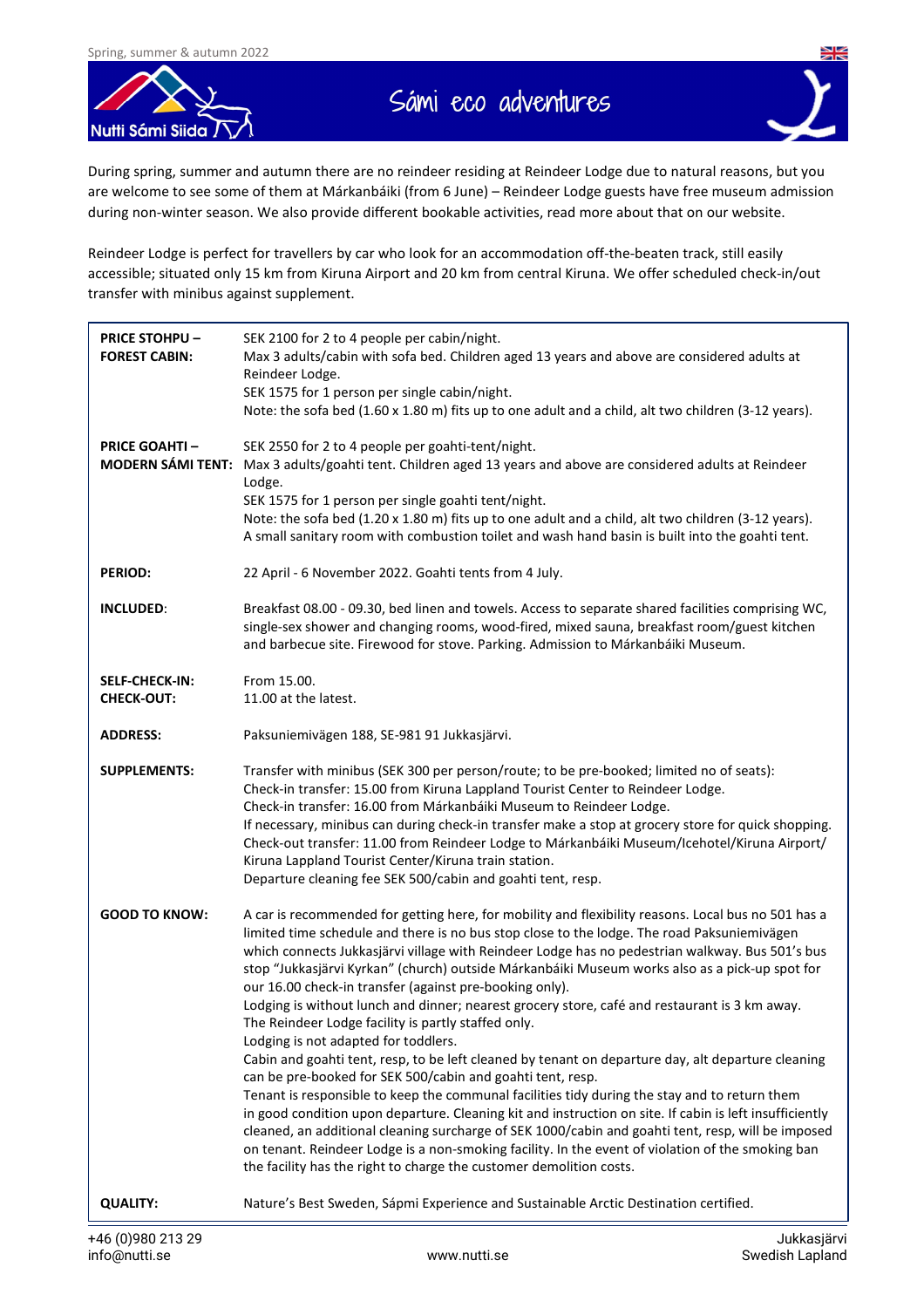Spring, summer & autumn 2022

Nutti Sámi Siida

# Sámi eco adventures

During spring, summer and autumn there are no reindeer residing at Reindeer Lodge due to natural reasons, but you are welcome to see some of them at Márkanbáiki (from 6 June) – Reindeer Lodge guests have free museum admission during non-winter season. We also provide different bookable activities, read more about that on our website.

Reindeer Lodge is perfect for travellers by car who look for an accommodation off-the-beaten track, still easily accessible; situated only 15 km from Kiruna Airport and 20 km from central Kiruna. We offer scheduled check-in/out transfer with minibus against supplement.

| | |
|---|---|
| **PRICE STOHPU – FOREST CABIN:** | SEK 2100 for 2 to 4 people per cabin/night.<br>Max 3 adults/cabin with sofa bed. Children aged 13 years and above are considered adults at Reindeer Lodge.<br>SEK 1575 for 1 person per single cabin/night.<br>Note: the sofa bed (1.60 x 1.80 m) fits up to one adult and a child, alt two children (3-12 years). |
| **PRICE GOAHTI – MODERN SÁMI TENT:** | SEK 2550 for 2 to 4 people per goahti-tent/night.<br>Max 3 adults/goahti tent. Children aged 13 years and above are considered adults at Reindeer Lodge.<br>SEK 1575 for 1 person per single goahti tent/night.<br>Note: the sofa bed (1.20 x 1.80 m) fits up to one adult and a child, alt two children (3-12 years).<br>A small sanitary room with combustion toilet and wash hand basin is built into the goahti tent. |
| **PERIOD:** | 22 April - 6 November 2022. Goahti tents from 4 July. |
| **INCLUDED:** | Breakfast 08.00 - 09.30, bed linen and towels. Access to separate shared facilities comprising WC, single-sex shower and changing rooms, wood-fired, mixed sauna, breakfast room/guest kitchen and barbecue site. Firewood for stove. Parking. Admission to Márkanbáiki Museum. |
| **SELF-CHECK-IN:**<br>**CHECK-OUT:** | From 15.00.<br>11.00 at the latest. |
| **ADDRESS:** | Paksuniemivägen 188, SE-981 91 Jukkasjärvi. |
| **SUPPLEMENTS:** | Transfer with minibus (SEK 300 per person/route; to be pre-booked; limited no of seats):<br>Check-in transfer: 15.00 from Kiruna Lappland Tourist Center to Reindeer Lodge.<br>Check-in transfer: 16.00 from Márkanbáiki Museum to Reindeer Lodge.<br>If necessary, minibus can during check-in transfer make a stop at grocery store for quick shopping.<br>Check-out transfer: 11.00 from Reindeer Lodge to Márkanbáiki Museum/Icehotel/Kiruna Airport/ Kiruna Lappland Tourist Center/Kiruna train station.<br>Departure cleaning fee SEK 500/cabin and goahti tent, resp. |
| **GOOD TO KNOW:** | A car is recommended for getting here, for mobility and flexibility reasons. Local bus no 501 has a limited time schedule and there is no bus stop close to the lodge. The road Paksuniemivägen which connects Jukkasjärvi village with Reindeer Lodge has no pedestrian walkway. Bus 501's bus stop "Jukkasjärvi Kyrkan" (church) outside Márkanbáiki Museum works also as a pick-up spot for our 16.00 check-in transfer (against pre-booking only).<br>Lodging is without lunch and dinner; nearest grocery store, café and restaurant is 3 km away.<br>The Reindeer Lodge facility is partly staffed only.<br>Lodging is not adapted for toddlers.<br>Cabin and goahti tent, resp, to be left cleaned by tenant on departure day, alt departure cleaning can be pre-booked for SEK 500/cabin and goahti tent, resp.<br>Tenant is responsible to keep the communal facilities tidy during the stay and to return them in good condition upon departure. Cleaning kit and instruction on site. If cabin is left insufficiently cleaned, an additional cleaning surcharge of SEK 1000/cabin and goahti tent, resp, will be imposed on tenant. Reindeer Lodge is a non-smoking facility. In the event of violation of the smoking ban the facility has the right to charge the customer demolition costs. |
| **QUALITY:** | Nature's Best Sweden, Sápmi Experience and Sustainable Arctic Destination certified. |

+46 (0)980 213 29
info@nutti.se

www.nutti.se

Jukkasjärvi
Swedish Lapland